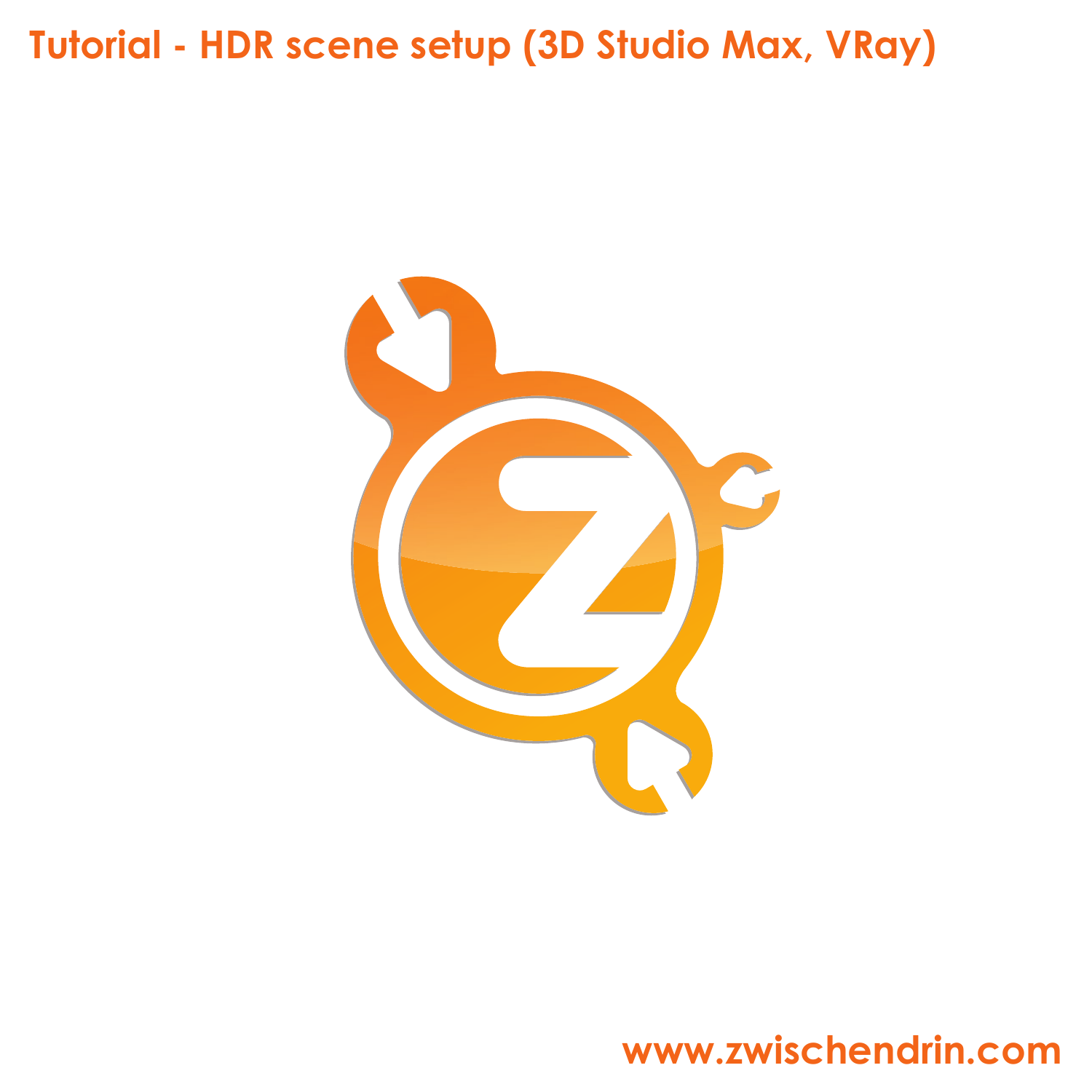# Tutorial - HDR scene setup (3D Studio Max, VRay)

www.zwischendrin.com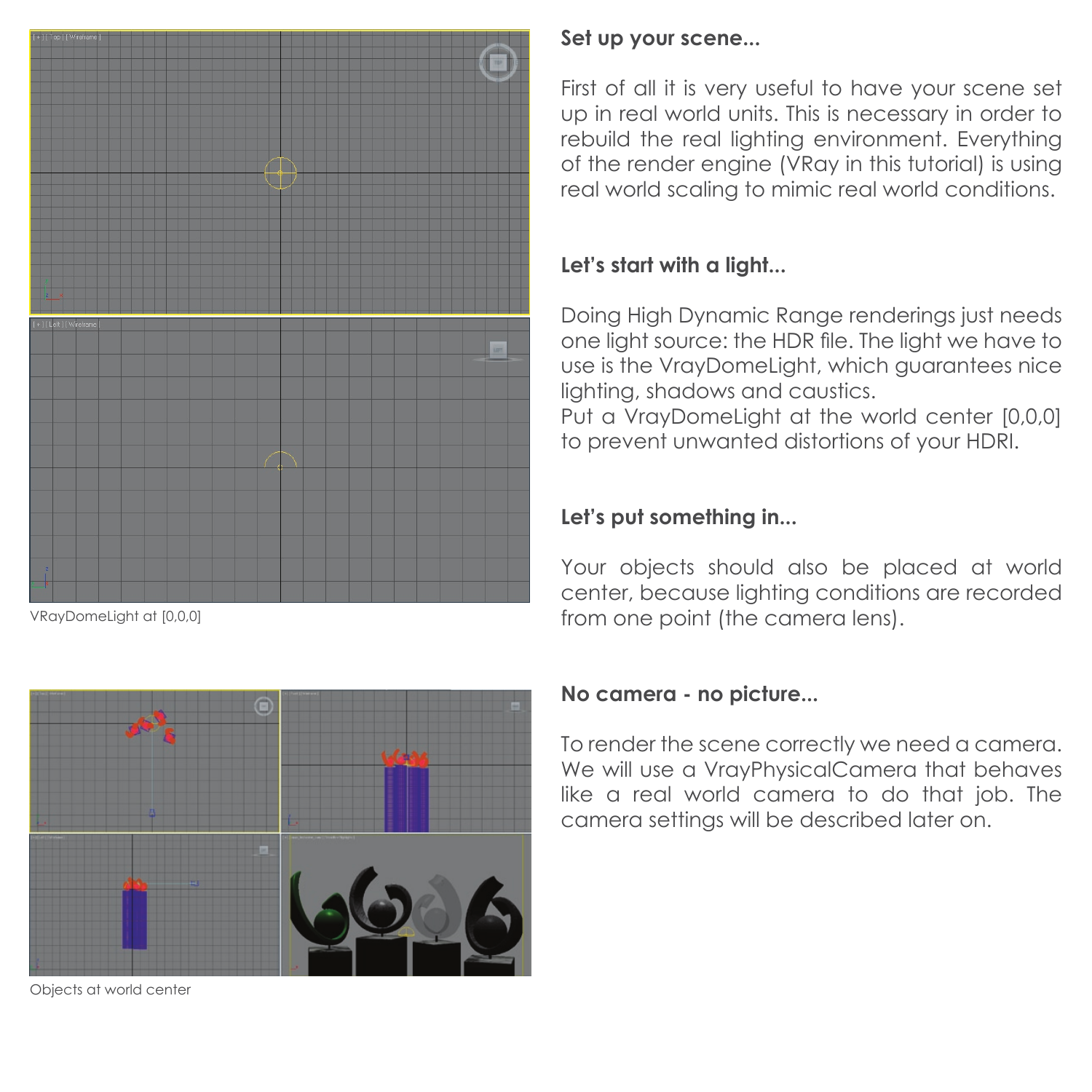VRayDomeLight at [0,0,0]

Objects at world center

**Set up your scene...**

First of all it is very useful to have your scene set up in real world units. This is necessary in order to rebuild the real lighting environment. Everything of the render engine (VRay in this tutorial) is using real world scaling to mimic real world conditions.

**Let's start with a light...**

Doing High Dynamic Range renderings just needs one light source: the HDR file. The light we have to use is the VrayDomeLight, which guarantees nice lighting, shadows and caustics.
Put a VrayDomeLight at the world center [0,0,0] to prevent unwanted distortions of your HDRI.

**Let's put something in...**

Your objects should also be placed at world center, because lighting conditions are recorded from one point (the camera lens).

**No camera - no picture...**

To render the scene correctly we need a camera. We will use a VrayPhysicalCamera that behaves like a real world camera to do that job. The camera settings will be described later on.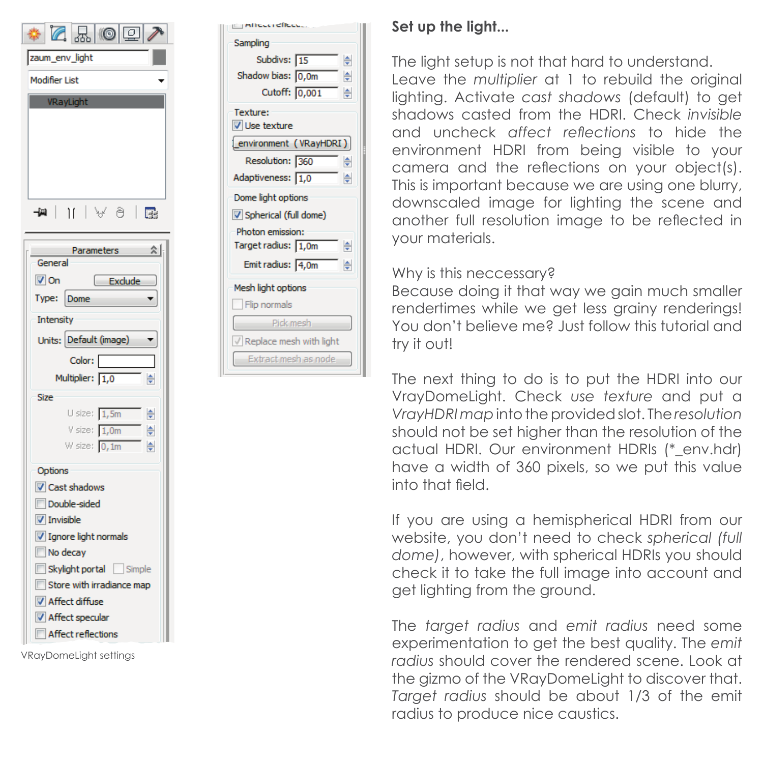VRayDomeLight settings

## Set up the light...

The light setup is not that hard to understand. Leave the *multiplier* at 1 to rebuild the original lighting. Activate *cast shadows* (default) to get shadows casted from the HDRI. Check *invisible* and uncheck *affect reflections* to hide the environment HDRI from being visible to your camera and the reflections on your object(s). This is important because we are using one blurry, downscaled image for lighting the scene and another full resolution image to be reflected in your materials.

Why is this neccessary?
Because doing it that way we gain much smaller rendertimes while we get less grainy renderings! You don't believe me? Just follow this tutorial and try it out!

The next thing to do is to put the HDRI into our VrayDomeLight. Check *use texture* and put a *VrayHDRI map* into the provided slot. The *resolution* should not be set higher than the resolution of the actual HDRI. Our environment HDRIs (*_env.hdr) have a width of 360 pixels, so we put this value into that field.

If you are using a hemispherical HDRI from our website, you don't need to check *spherical (full dome)*, however, with spherical HDRIs you should check it to take the full image into account and get lighting from the ground.

The *target radius* and *emit radius* need some experimentation to get the best quality. The *emit radius* should cover the rendered scene. Look at the gizmo of the VRayDomeLight to discover that. *Target radius* should be about 1/3 of the emit radius to produce nice caustics.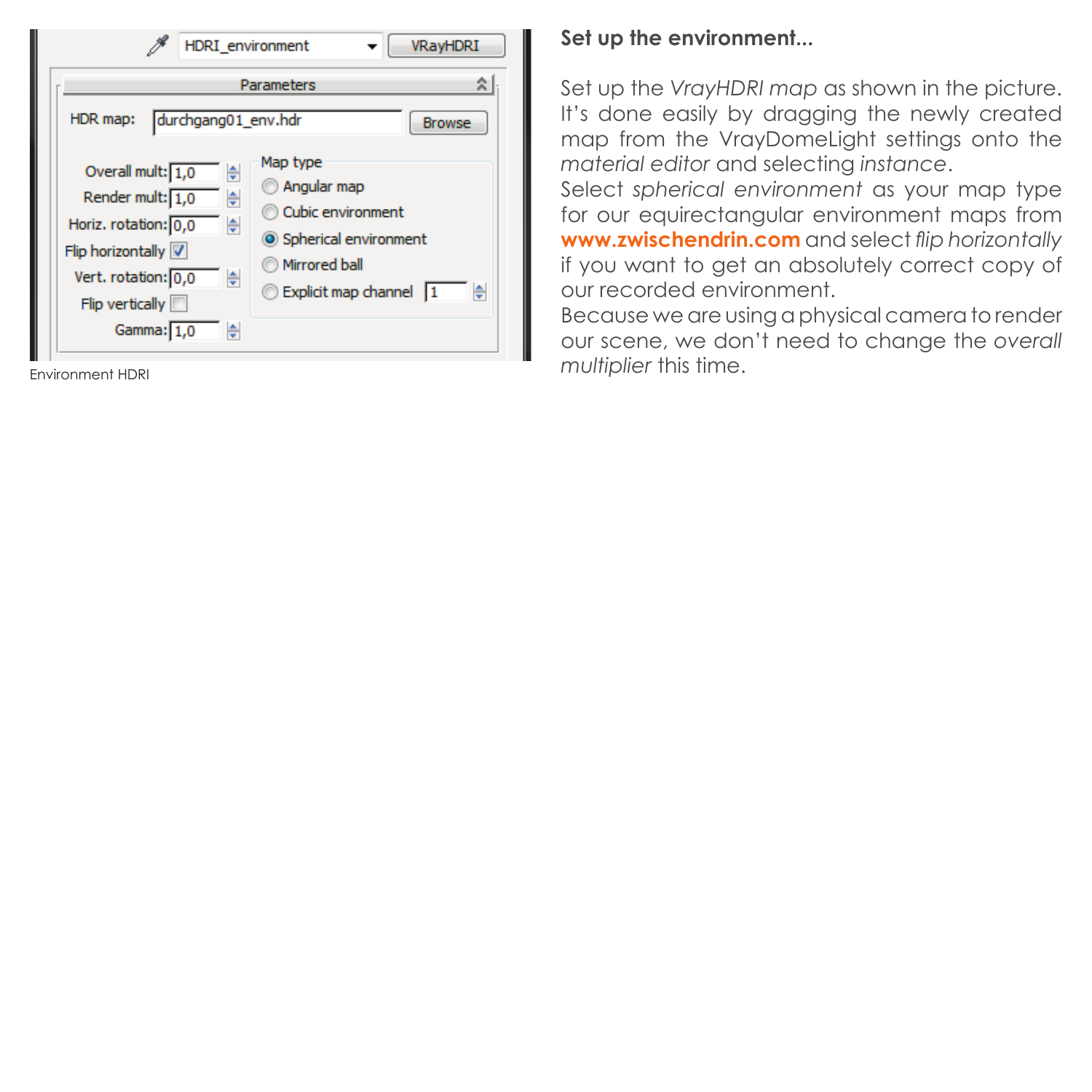Environment HDRI

## Set up the environment...

Set up the *VrayHDRI map* as shown in the picture. It's done easily by dragging the newly created map from the VrayDomeLight settings onto the *material editor* and selecting *instance*.
Select *spherical environment* as your map type for our equirectangular environment maps from **www.zwischendrin.com** and select *flip horizontally* if you want to get an absolutely correct copy of our recorded environment.
Because we are using a physical camera to render our scene, we don't need to change the *overall multiplier* this time.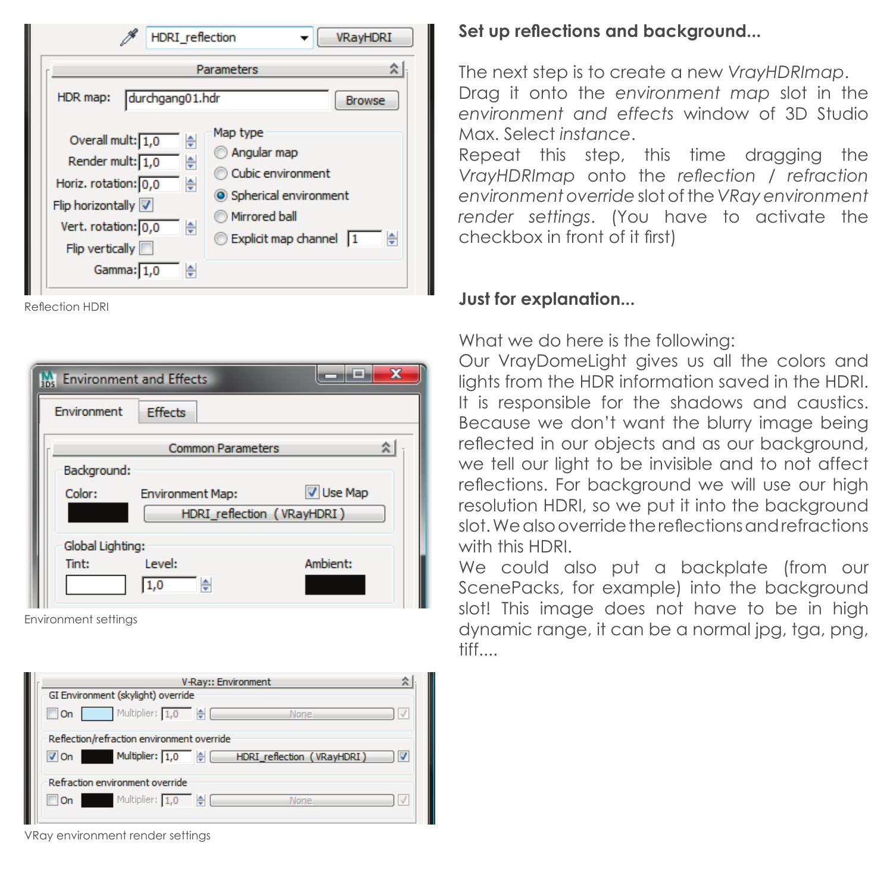Reflection HDRI

Environment settings

VRay environment render settings

## Set up reflections and background...

The next step is to create a new *VrayHDRImap*. Drag it onto the *environment map* slot in the *environment and effects* window of 3D Studio Max. Select *instance*.
Repeat this step, this time dragging the *VrayHDRImap* onto the *reflection / refraction environment override* slot of the *VRay environment render settings*. (You have to activate the checkbox in front of it first)

## Just for explanation...

What we do here is the following:
Our VrayDomeLight gives us all the colors and lights from the HDR information saved in the HDRI. It is responsible for the shadows and caustics. Because we don't want the blurry image being reflected in our objects and as our background, we tell our light to be invisible and to not affect reflections. For background we will use our high resolution HDRI, so we put it into the background slot. We also override the reflections and refractions with this HDRI.
We could also put a backplate (from our ScenePacks, for example) into the background slot! This image does not have to be in high dynamic range, it can be a normal jpg, tga, png, tiff....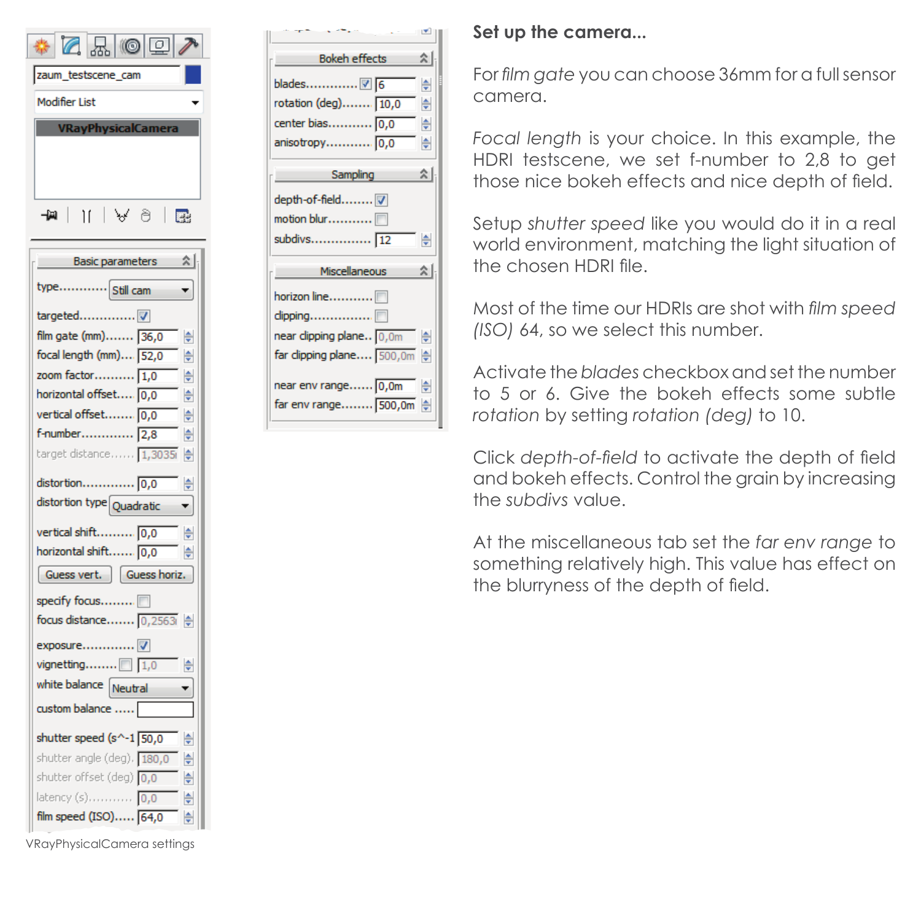### Set up the camera...

For *film gate* you can choose 36mm for a full sensor camera.

*Focal length* is your choice. In this example, the HDRI testscene, we set f-number to 2,8 to get those nice bokeh effects and nice depth of field.

Setup *shutter speed* like you would do it in a real world environment, matching the light situation of the chosen HDRI file.

Most of the time our HDRIs are shot with *film speed (ISO)* 64, so we select this number.

Activate the *blades* checkbox and set the number to 5 or 6. Give the bokeh effects some subtle *rotation* by setting *rotation (deg)* to 10.

Click *depth-of-field* to activate the depth of field and bokeh effects. Control the grain by increasing the *subdivs* value.

At the miscellaneous tab set the *far env range* to something relatively high. This value has effect on the blurryness of the depth of field.

VRayPhysicalCamera settings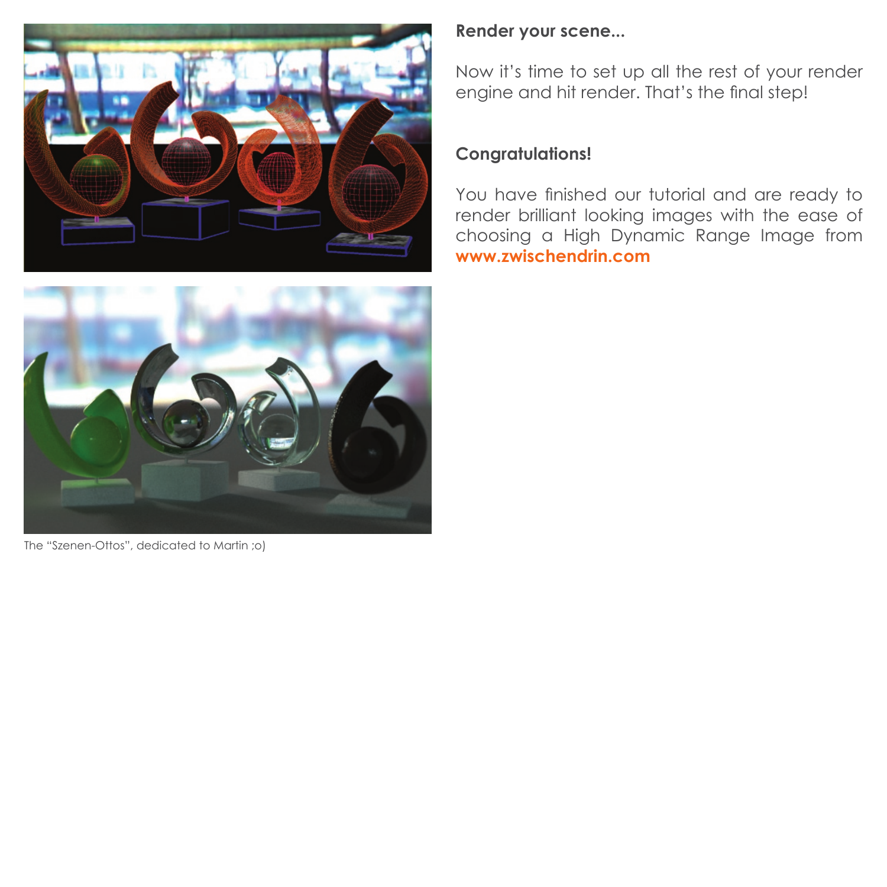The “Szenen-Ottos”, dedicated to Martin ;o)

**Render your scene...**

Now it’s time to set up all the rest of your render engine and hit render. That’s the final step!

**Congratulations!**

You have finished our tutorial and are ready to render brilliant looking images with the ease of choosing a High Dynamic Range Image from **www.zwischendrin.com**